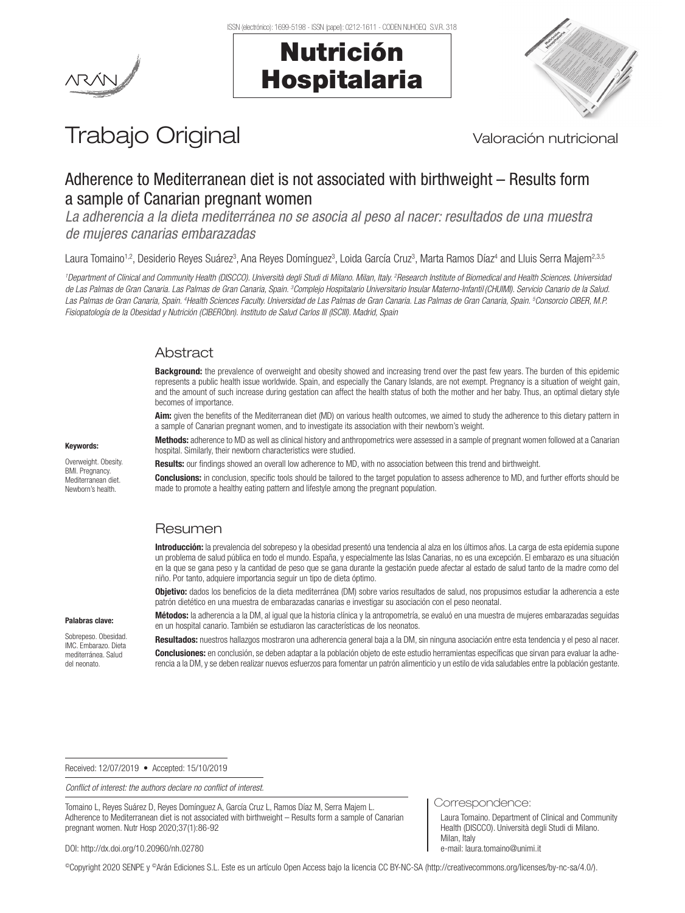Trabajo Original

Valoración nutricional

# Adherence to Mediterranean diet is not associated with birthweight – Results form a sample of Canarian pregnant women

*La adherencia a la dieta mediterránea no se asocia al peso al nacer: resultados de una muestra de mujeres canarias embarazadas*

Laura Tomaino[1,2], Desiderio Reyes Suárez[3], Ana Reyes Domínguez[3], Loida García Cruz[3], Marta Ramos Díaz[4] and Lluis Serra Majem[2,3,5]

*[1]Department of Clinical and Community Health (DISCCO). Università degli Studi di Milano. Milan, Italy. [2]Research Institute of Biomedical and Health Sciences. Universidad de Las Palmas de Gran Canaria. Las Palmas de Gran Canaria, Spain. [3]Complejo Hospitalario Universitario Insular Materno-Infantil (CHUIMI). Servicio Canario de la Salud. Las Palmas de Gran Canaria, Spain. [4]Health Sciences Faculty. Universidad de Las Palmas de Gran Canaria. Las Palmas de Gran Canaria, Spain. [5]Consorcio CIBER, M.P. Fisiopatología de la Obesidad y Nutrición (CIBERObn). Instituto de Salud Carlos III (ISCIII). Madrid, Spain*

## Abstract

**Keywords:**

Overweight. Obesity. BMI. Pregnancy. Mediterranean diet. Newborn's health.

**Background:** the prevalence of overweight and obesity showed and increasing trend over the past few years. The burden of this epidemic represents a public health issue worldwide. Spain, and especially the Canary Islands, are not exempt. Pregnancy is a situation of weight gain, and the amount of such increase during gestation can affect the health status of both the mother and her baby. Thus, an optimal dietary style becomes of importance.

**Aim:** given the benefits of the Mediterranean diet (MD) on various health outcomes, we aimed to study the adherence to this dietary pattern in a sample of Canarian pregnant women, and to investigate its association with their newborn's weight.

**Methods:** adherence to MD as well as clinical history and anthropometrics were assessed in a sample of pregnant women followed at a Canarian hospital. Similarly, their newborn characteristics were studied.

**Results:** our findings showed an overall low adherence to MD, with no association between this trend and birthweight.

**Conclusions:** in conclusion, specific tools should be tailored to the target population to assess adherence to MD, and further efforts should be made to promote a healthy eating pattern and lifestyle among the pregnant population.

## Resumen

**Palabras clave:**

Sobrepeso. Obesidad. IMC. Embarazo. Dieta mediterránea. Salud del neonato.

**Introducción:** la prevalencia del sobrepeso y la obesidad presentó una tendencia al alza en los últimos años. La carga de esta epidemia supone un problema de salud pública en todo el mundo. España, y especialmente las Islas Canarias, no es una excepción. El embarazo es una situación en la que se gana peso y la cantidad de peso que se gana durante la gestación puede afectar al estado de salud tanto de la madre como del niño. Por tanto, adquiere importancia seguir un tipo de dieta óptimo.

**Objetivo:** dados los beneficios de la dieta mediterránea (DM) sobre varios resultados de salud, nos propusimos estudiar la adherencia a este patrón dietético en una muestra de embarazadas canarias e investigar su asociación con el peso neonatal.

**Métodos:** la adherencia a la DM, al igual que la historia clínica y la antropometría, se evaluó en una muestra de mujeres embarazadas seguidas en un hospital canario. También se estudiaron las características de los neonatos.

**Resultados:** nuestros hallazgos mostraron una adherencia general baja a la DM, sin ninguna asociación entre esta tendencia y el peso al nacer.

**Conclusiones:** en conclusión, se deben adaptar a la población objeto de este estudio herramientas específicas que sirvan para evaluar la adherencia a la DM, y se deben realizar nuevos esfuerzos para fomentar un patrón alimenticio y un estilo de vida saludables entre la población gestante.

Received: 12/07/2019 • Accepted: 15/10/2019

*Conflict of interest: the authors declare no conflict of interest.*

Tomaino L, Reyes Suárez D, Reyes Domínguez A, García Cruz L, Ramos Díaz M, Serra Majem L. Adherence to Mediterranean diet is not associated with birthweight – Results form a sample of Canarian pregnant women. Nutr Hosp 2020;37(1):86-92

DOI: http://dx.doi.org/10.20960/nh.02780

Correspondence:

Laura Tomaino. Department of Clinical and Community Health (DISCCO). Università degli Studi di Milano. Milan, Italy
e-mail: laura.tomaino@unimi.it

©Copyright 2020 SENPE y ©Arán Ediciones S.L. Este es un artículo Open Access bajo la licencia CC BY-NC-SA (http://creativecommons.org/licenses/by-nc-sa/4.0/).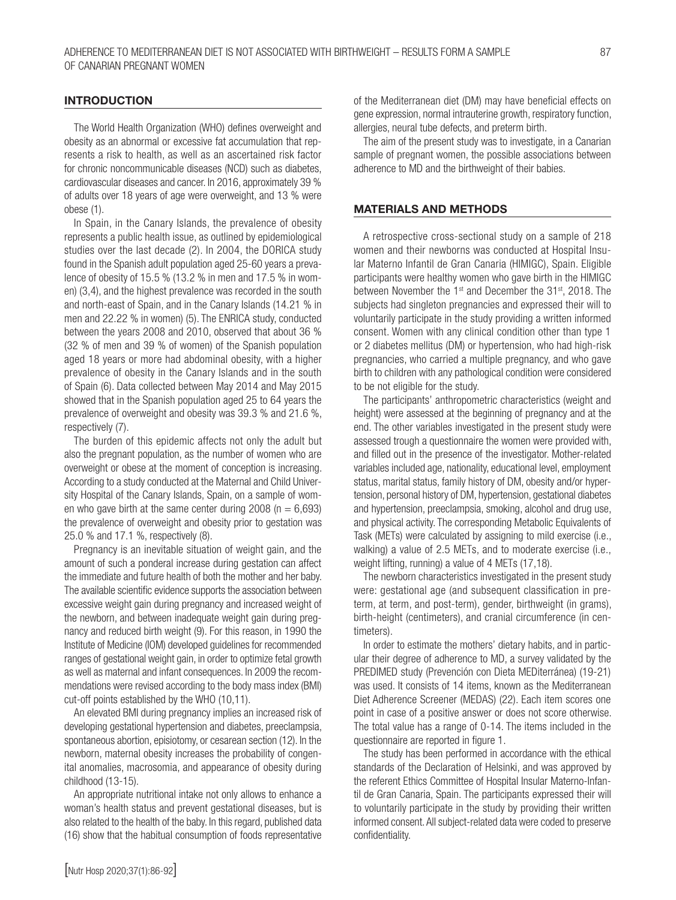## INTRODUCTION

The World Health Organization (WHO) defines overweight and obesity as an abnormal or excessive fat accumulation that represents a risk to health, as well as an ascertained risk factor for chronic noncommunicable diseases (NCD) such as diabetes, cardiovascular diseases and cancer. In 2016, approximately 39 % of adults over 18 years of age were overweight, and 13 % were obese (1).

In Spain, in the Canary Islands, the prevalence of obesity represents a public health issue, as outlined by epidemiological studies over the last decade (2). In 2004, the DORICA study found in the Spanish adult population aged 25-60 years a prevalence of obesity of 15.5 % (13.2 % in men and 17.5 % in women) (3,4), and the highest prevalence was recorded in the south and north-east of Spain, and in the Canary Islands (14.21 % in men and 22.22 % in women) (5). The ENRICA study, conducted between the years 2008 and 2010, observed that about 36 % (32 % of men and 39 % of women) of the Spanish population aged 18 years or more had abdominal obesity, with a higher prevalence of obesity in the Canary Islands and in the south of Spain (6). Data collected between May 2014 and May 2015 showed that in the Spanish population aged 25 to 64 years the prevalence of overweight and obesity was 39.3 % and 21.6 %, respectively (7).

The burden of this epidemic affects not only the adult but also the pregnant population, as the number of women who are overweight or obese at the moment of conception is increasing. According to a study conducted at the Maternal and Child University Hospital of the Canary Islands, Spain, on a sample of women who gave birth at the same center during 2008 (n = 6,693) the prevalence of overweight and obesity prior to gestation was 25.0 % and 17.1 %, respectively (8).

Pregnancy is an inevitable situation of weight gain, and the amount of such a ponderal increase during gestation can affect the immediate and future health of both the mother and her baby. The available scientific evidence supports the association between excessive weight gain during pregnancy and increased weight of the newborn, and between inadequate weight gain during pregnancy and reduced birth weight (9). For this reason, in 1990 the Institute of Medicine (IOM) developed guidelines for recommended ranges of gestational weight gain, in order to optimize fetal growth as well as maternal and infant consequences. In 2009 the recommendations were revised according to the body mass index (BMI) cut-off points established by the WHO (10,11).

An elevated BMI during pregnancy implies an increased risk of developing gestational hypertension and diabetes, preeclampsia, spontaneous abortion, episiotomy, or cesarean section (12). In the newborn, maternal obesity increases the probability of congenital anomalies, macrosomia, and appearance of obesity during childhood (13-15).

An appropriate nutritional intake not only allows to enhance a woman's health status and prevent gestational diseases, but is also related to the health of the baby. In this regard, published data (16) show that the habitual consumption of foods representative of the Mediterranean diet (DM) may have beneficial effects on gene expression, normal intrauterine growth, respiratory function, allergies, neural tube defects, and preterm birth.

The aim of the present study was to investigate, in a Canarian sample of pregnant women, the possible associations between adherence to MD and the birthweight of their babies.

## MATERIALS AND METHODS

A retrospective cross-sectional study on a sample of 218 women and their newborns was conducted at Hospital Insular Materno Infantil de Gran Canaria (HIMIGC), Spain. Eligible participants were healthy women who gave birth in the HIMIGC between November the 1st and December the 31st, 2018. The subjects had singleton pregnancies and expressed their will to voluntarily participate in the study providing a written informed consent. Women with any clinical condition other than type 1 or 2 diabetes mellitus (DM) or hypertension, who had high-risk pregnancies, who carried a multiple pregnancy, and who gave birth to children with any pathological condition were considered to be not eligible for the study.

The participants' anthropometric characteristics (weight and height) were assessed at the beginning of pregnancy and at the end. The other variables investigated in the present study were assessed trough a questionnaire the women were provided with, and filled out in the presence of the investigator. Mother-related variables included age, nationality, educational level, employment status, marital status, family history of DM, obesity and/or hypertension, personal history of DM, hypertension, gestational diabetes and hypertension, preeclampsia, smoking, alcohol and drug use, and physical activity. The corresponding Metabolic Equivalents of Task (METs) were calculated by assigning to mild exercise (i.e., walking) a value of 2.5 METs, and to moderate exercise (i.e., weight lifting, running) a value of 4 METs (17,18).

The newborn characteristics investigated in the present study were: gestational age (and subsequent classification in preterm, at term, and post-term), gender, birthweight (in grams), birth-height (centimeters), and cranial circumference (in centimeters).

In order to estimate the mothers' dietary habits, and in particular their degree of adherence to MD, a survey validated by the PREDIMED study (Prevención con Dieta MEDiterránea) (19-21) was used. It consists of 14 items, known as the Mediterranean Diet Adherence Screener (MEDAS) (22). Each item scores one point in case of a positive answer or does not score otherwise. The total value has a range of 0-14. The items included in the questionnaire are reported in figure 1.

The study has been performed in accordance with the ethical standards of the Declaration of Helsinki, and was approved by the referent Ethics Committee of Hospital Insular Materno-Infantil de Gran Canaria, Spain. The participants expressed their will to voluntarily participate in the study by providing their written informed consent. All subject-related data were coded to preserve confidentiality.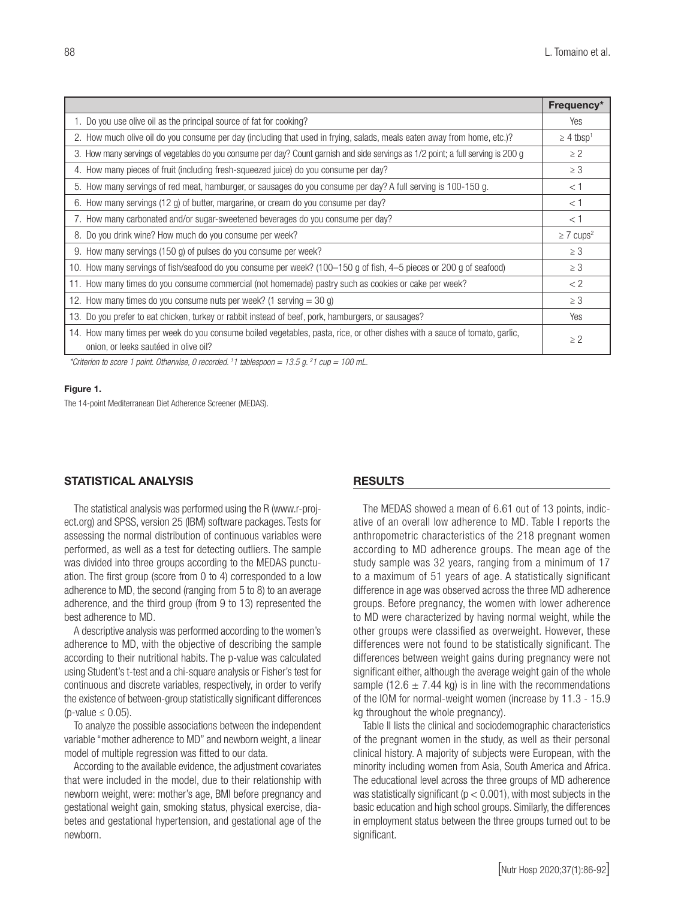| | Frequency* |
|---|---|
| 1. Do you use olive oil as the principal source of fat for cooking? | Yes |
| 2. How much olive oil do you consume per day (including that used in frying, salads, meals eaten away from home, etc.)? | ≥ 4 tbsp[1] |
| 3. How many servings of vegetables do you consume per day? Count garnish and side servings as 1/2 point; a full serving is 200 g | ≥ 2 |
| 4. How many pieces of fruit (including fresh-squeezed juice) do you consume per day? | ≥ 3 |
| 5. How many servings of red meat, hamburger, or sausages do you consume per day? A full serving is 100-150 g. | < 1 |
| 6. How many servings (12 g) of butter, margarine, or cream do you consume per day? | < 1 |
| 7. How many carbonated and/or sugar-sweetened beverages do you consume per day? | < 1 |
| 8. Do you drink wine? How much do you consume per week? | ≥ 7 cups[2] |
| 9. How many servings (150 g) of pulses do you consume per week? | ≥ 3 |
| 10. How many servings of fish/seafood do you consume per week? (100–150 g of fish, 4–5 pieces or 200 g of seafood) | ≥ 3 |
| 11. How many times do you consume commercial (not homemade) pastry such as cookies or cake per week? | < 2 |
| 12. How many times do you consume nuts per week? (1 serving = 30 g) | ≥ 3 |
| 13. Do you prefer to eat chicken, turkey or rabbit instead of beef, pork, hamburgers, or sausages? | Yes |
| 14. How many times per week do you consume boiled vegetables, pasta, rice, or other dishes with a sauce of tomato, garlic, onion, or leeks sautéed in olive oil? | ≥ 2 |

*\*Criterion to score 1 point. Otherwise, 0 recorded. [1]1 tablespoon = 13.5 g. [2]1 cup = 100 mL.*

**Figure 1.**

The 14-point Mediterranean Diet Adherence Screener (MEDAS).

## STATISTICAL ANALYSIS

The statistical analysis was performed using the R (www.r-project.org) and SPSS, version 25 (IBM) software packages. Tests for assessing the normal distribution of continuous variables were performed, as well as a test for detecting outliers. The sample was divided into three groups according to the MEDAS punctuation. The first group (score from 0 to 4) corresponded to a low adherence to MD, the second (ranging from 5 to 8) to an average adherence, and the third group (from 9 to 13) represented the best adherence to MD.

A descriptive analysis was performed according to the women's adherence to MD, with the objective of describing the sample according to their nutritional habits. The p-value was calculated using Student's t-test and a chi-square analysis or Fisher's test for continuous and discrete variables, respectively, in order to verify the existence of between-group statistically significant differences (p-value $\leq 0.05$).

To analyze the possible associations between the independent variable "mother adherence to MD" and newborn weight, a linear model of multiple regression was fitted to our data.

According to the available evidence, the adjustment covariates that were included in the model, due to their relationship with newborn weight, were: mother's age, BMI before pregnancy and gestational weight gain, smoking status, physical exercise, diabetes and gestational hypertension, and gestational age of the newborn.

## RESULTS

The MEDAS showed a mean of 6.61 out of 13 points, indicative of an overall low adherence to MD. Table I reports the anthropometric characteristics of the 218 pregnant women according to MD adherence groups. The mean age of the study sample was 32 years, ranging from a minimum of 17 to a maximum of 51 years of age. A statistically significant difference in age was observed across the three MD adherence groups. Before pregnancy, the women with lower adherence to MD were characterized by having normal weight, while the other groups were classified as overweight. However, these differences were not found to be statistically significant. The differences between weight gains during pregnancy were not significant either, although the average weight gain of the whole sample ($12.6 \pm 7.44$ kg) is in line with the recommendations of the IOM for normal-weight women (increase by 11.3 - 15.9 kg throughout the whole pregnancy).

Table II lists the clinical and sociodemographic characteristics of the pregnant women in the study, as well as their personal clinical history. A majority of subjects were European, with the minority including women from Asia, South America and Africa. The educational level across the three groups of MD adherence was statistically significant ($p < 0.001$), with most subjects in the basic education and high school groups. Similarly, the differences in employment status between the three groups turned out to be significant.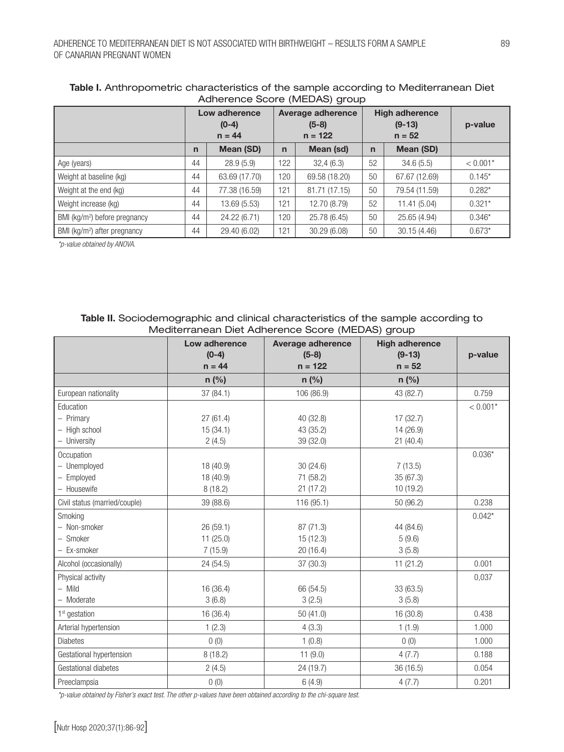**Table I.** Anthropometric characteristics of the sample according to Mediterranean Diet Adherence Score (MEDAS) group

| | Low adherence (0-4) n = 44 | | Average adherence (5-8) n = 122 | | High adherence (9-13) n = 52 | | p-value |
|---|---|---|---|---|---|---|---|
| | n | Mean (SD) | n | Mean (sd) | n | Mean (SD) | |
| Age (years) | 44 | 28.9 (5.9) | 122 | 32,4 (6.3) | 52 | 34.6 (5.5) | < 0.001* |
| Weight at baseline (kg) | 44 | 63.69 (17.70) | 120 | 69.58 (18.20) | 50 | 67.67 (12.69) | 0.145* |
| Weight at the end (kg) | 44 | 77.38 (16.59) | 121 | 81.71 (17.15) | 50 | 79.54 (11.59) | 0.282* |
| Weight increase (kg) | 44 | 13.69 (5.53) | 121 | 12.70 (8.79) | 52 | 11.41 (5.04) | 0.321* |
| BMI (kg/m²) before pregnancy | 44 | 24.22 (6.71) | 120 | 25.78 (6.45) | 50 | 25.65 (4.94) | 0.346* |
| BMI (kg/m²) after pregnancy | 44 | 29.40 (6.02) | 121 | 30.29 (6.08) | 50 | 30.15 (4.46) | 0.673* |

*p-value obtained by ANOVA.*

**Table II.** Sociodemographic and clinical characteristics of the sample according to Mediterranean Diet Adherence Score (MEDAS) group

| | Low adherence (0-4) n = 44 | Average adherence (5-8) n = 122 | High adherence (9-13) n = 52 | p-value |
|---|---|---|---|---|
| | n (%) | n (%) | n (%) | |
| European nationality | 37 (84.1) | 106 (86.9) | 43 (82.7) | 0.759 |
| Education | | | | < 0.001* |
| – Primary | 27 (61.4) | 40 (32.8) | 17 (32.7) | |
| – High school | 15 (34.1) | 43 (35.2) | 14 (26.9) | |
| – University | 2 (4.5) | 39 (32.0) | 21 (40.4) | |
| Occupation | | | | 0.036* |
| – Unemployed | 18 (40.9) | 30 (24.6) | 7 (13.5) | |
| – Employed | 18 (40.9) | 71 (58.2) | 35 (67.3) | |
| – Housewife | 8 (18.2) | 21 (17.2) | 10 (19.2) | |
| Civil status (married/couple) | 39 (88.6) | 116 (95.1) | 50 (96.2) | 0.238 |
| Smoking | | | | 0.042* |
| – Non-smoker | 26 (59.1) | 87 (71.3) | 44 (84.6) | |
| – Smoker | 11 (25.0) | 15 (12.3) | 5 (9.6) | |
| – Ex-smoker | 7 (15.9) | 20 (16.4) | 3 (5.8) | |
| Alcohol (occasionally) | 24 (54.5) | 37 (30.3) | 11 (21.2) | 0.001 |
| Physical activity | | | | 0,037 |
| – Mild | 16 (36.4) | 66 (54.5) | 33 (63.5) | |
| – Moderate | 3 (6.8) | 3 (2.5) | 3 (5.8) | |
| 1st gestation | 16 (36.4) | 50 (41.0) | 16 (30.8) | 0.438 |
| Arterial hypertension | 1 (2.3) | 4 (3.3) | 1 (1.9) | 1.000 |
| Diabetes | 0 (0) | 1 (0.8) | 0 (0) | 1.000 |
| Gestational hypertension | 8 (18.2) | 11 (9.0) | 4 (7.7) | 0.188 |
| Gestational diabetes | 2 (4.5) | 24 (19.7) | 36 (16.5) | 0.054 |
| Preeclampsia | 0 (0) | 6 (4.9) | 4 (7.7) | 0.201 |

*p-value obtained by Fisher's exact test. The other p-values have been obtained according to the chi-square test.*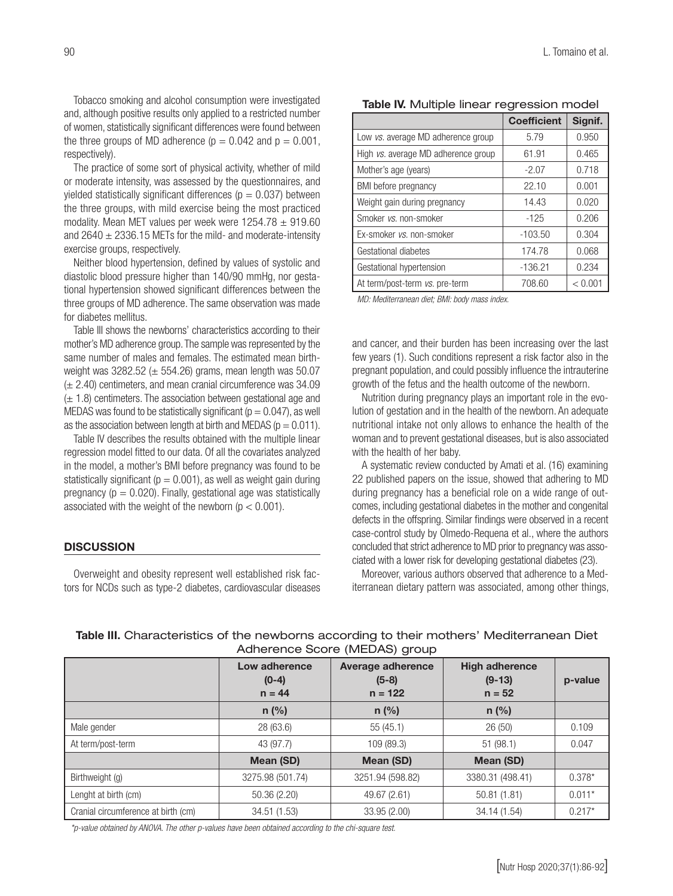Tobacco smoking and alcohol consumption were investigated and, although positive results only applied to a restricted number of women, statistically significant differences were found between the three groups of MD adherence ($p = 0.042$ and $p = 0.001$, respectively).

The practice of some sort of physical activity, whether of mild or moderate intensity, was assessed by the questionnaires, and yielded statistically significant differences ($p = 0.037$) between the three groups, with mild exercise being the most practiced modality. Mean MET values per week were 1254.78 ± 919.60 and 2640 ± 2336.15 METs for the mild- and moderate-intensity exercise groups, respectively.

Neither blood hypertension, defined by values of systolic and diastolic blood pressure higher than 140/90 mmHg, nor gestational hypertension showed significant differences between the three groups of MD adherence. The same observation was made for diabetes mellitus.

Table III shows the newborns' characteristics according to their mother's MD adherence group. The sample was represented by the same number of males and females. The estimated mean birthweight was 3282.52 (± 554.26) grams, mean length was 50.07 (± 2.40) centimeters, and mean cranial circumference was 34.09 (± 1.8) centimeters. The association between gestational age and MEDAS was found to be statistically significant ($p = 0.047$), as well as the association between length at birth and MEDAS ($p = 0.011$).

Table IV describes the results obtained with the multiple linear regression model fitted to our data. Of all the covariates analyzed in the model, a mother's BMI before pregnancy was found to be statistically significant ($p = 0.001$), as well as weight gain during pregnancy ($p = 0.020$). Finally, gestational age was statistically associated with the weight of the newborn ($p < 0.001$).

**Table IV.** Multiple linear regression model

| | Coefficient | Signif. |
|---|---|---|
| Low *vs.* average MD adherence group | 5.79 | 0.950 |
| High *vs.* average MD adherence group | 61.91 | 0.465 |
| Mother's age (years) | -2.07 | 0.718 |
| BMI before pregnancy | 22.10 | 0.001 |
| Weight gain during pregnancy | 14.43 | 0.020 |
| Smoker *vs.* non-smoker | -125 | 0.206 |
| Ex-smoker *vs.* non-smoker | -103.50 | 0.304 |
| Gestational diabetes | 174.78 | 0.068 |
| Gestational hypertension | -136.21 | 0.234 |
| At term/post-term *vs.* pre-term | 708.60 | < 0.001 |

*MD: Mediterranean diet; BMI: body mass index.*

## DISCUSSION

Overweight and obesity represent well established risk factors for NCDs such as type-2 diabetes, cardiovascular diseases and cancer, and their burden has been increasing over the last few years (1). Such conditions represent a risk factor also in the pregnant population, and could possibly influence the intrauterine growth of the fetus and the health outcome of the newborn.

Nutrition during pregnancy plays an important role in the evolution of gestation and in the health of the newborn. An adequate nutritional intake not only allows to enhance the health of the woman and to prevent gestational diseases, but is also associated with the health of her baby.

A systematic review conducted by Amati et al. (16) examining 22 published papers on the issue, showed that adhering to MD during pregnancy has a beneficial role on a wide range of outcomes, including gestational diabetes in the mother and congenital defects in the offspring. Similar findings were observed in a recent case-control study by Olmedo-Requena et al., where the authors concluded that strict adherence to MD prior to pregnancy was associated with a lower risk for developing gestational diabetes (23).

Moreover, various authors observed that adherence to a Mediterranean dietary pattern was associated, among other things,

**Table III.** Characteristics of the newborns according to their mothers' Mediterranean Diet Adherence Score (MEDAS) group

| | Low adherence (0-4) n = 44 | Average adherence (5-8) n = 122 | High adherence (9-13) n = 52 | p-value |
|---|---|---|---|---|
| | n (%) | n (%) | n (%) | |
| Male gender | 28 (63.6) | 55 (45.1) | 26 (50) | 0.109 |
| At term/post-term | 43 (97.7) | 109 (89.3) | 51 (98.1) | 0.047 |
| | Mean (SD) | Mean (SD) | Mean (SD) | |
| Birthweight (g) | 3275.98 (501.74) | 3251.94 (598.82) | 3380.31 (498.41) | 0.378* |
| Lenght at birth (cm) | 50.36 (2.20) | 49.67 (2.61) | 50.81 (1.81) | 0.011* |
| Cranial circumference at birth (cm) | 34.51 (1.53) | 33.95 (2.00) | 34.14 (1.54) | 0.217* |

*\*p-value obtained by ANOVA. The other p-values have been obtained according to the chi-square test.*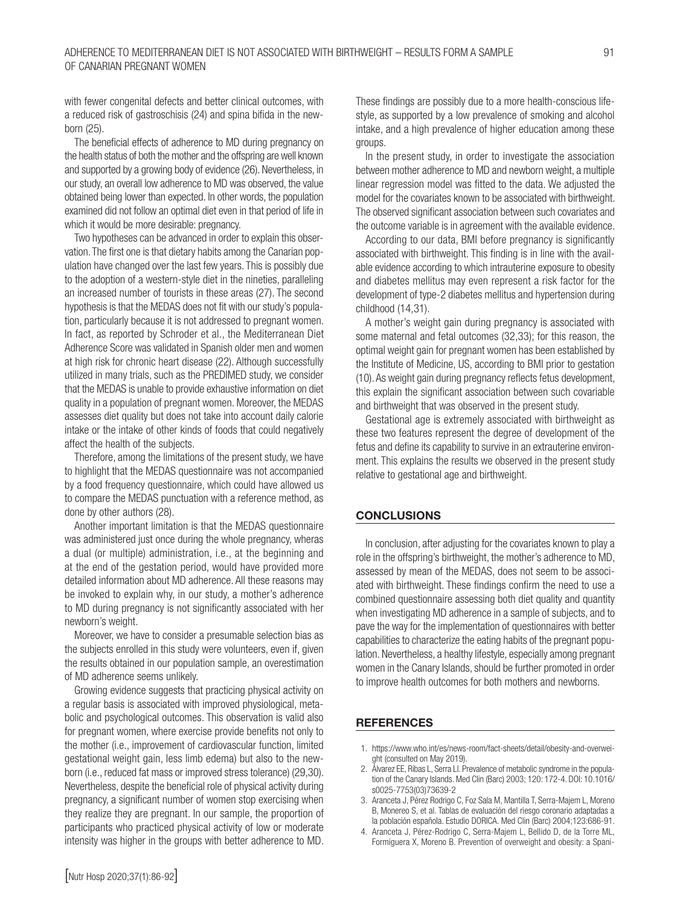with fewer congenital defects and better clinical outcomes, with a reduced risk of gastroschisis (24) and spina bifida in the newborn (25).

The beneficial effects of adherence to MD during pregnancy on the health status of both the mother and the offspring are well known and supported by a growing body of evidence (26). Nevertheless, in our study, an overall low adherence to MD was observed, the value obtained being lower than expected. In other words, the population examined did not follow an optimal diet even in that period of life in which it would be more desirable: pregnancy.

Two hypotheses can be advanced in order to explain this observation. The first one is that dietary habits among the Canarian population have changed over the last few years. This is possibly due to the adoption of a western-style diet in the nineties, paralleling an increased number of tourists in these areas (27). The second hypothesis is that the MEDAS does not fit with our study's population, particularly because it is not addressed to pregnant women. In fact, as reported by Schroder et al., the Mediterranean Diet Adherence Score was validated in Spanish older men and women at high risk for chronic heart disease (22). Although successfully utilized in many trials, such as the PREDIMED study, we consider that the MEDAS is unable to provide exhaustive information on diet quality in a population of pregnant women. Moreover, the MEDAS assesses diet quality but does not take into account daily calorie intake or the intake of other kinds of foods that could negatively affect the health of the subjects.

Therefore, among the limitations of the present study, we have to highlight that the MEDAS questionnaire was not accompanied by a food frequency questionnaire, which could have allowed us to compare the MEDAS punctuation with a reference method, as done by other authors (28).

Another important limitation is that the MEDAS questionnaire was administered just once during the whole pregnancy, wheras a dual (or multiple) administration, i.e., at the beginning and at the end of the gestation period, would have provided more detailed information about MD adherence. All these reasons may be invoked to explain why, in our study, a mother's adherence to MD during pregnancy is not significantly associated with her newborn's weight.

Moreover, we have to consider a presumable selection bias as the subjects enrolled in this study were volunteers, even if, given the results obtained in our population sample, an overestimation of MD adherence seems unlikely.

Growing evidence suggests that practicing physical activity on a regular basis is associated with improved physiological, metabolic and psychological outcomes. This observation is valid also for pregnant women, where exercise provide benefits not only to the mother (i.e., improvement of cardiovascular function, limited gestational weight gain, less limb edema) but also to the newborn (i.e., reduced fat mass or improved stress tolerance) (29,30). Nevertheless, despite the beneficial role of physical activity during pregnancy, a significant number of women stop exercising when they realize they are pregnant. In our sample, the proportion of participants who practiced physical activity of low or moderate intensity was higher in the groups with better adherence to MD. These findings are possibly due to a more health-conscious lifestyle, as supported by a low prevalence of smoking and alcohol intake, and a high prevalence of higher education among these groups.

In the present study, in order to investigate the association between mother adherence to MD and newborn weight, a multiple linear regression model was fitted to the data. We adjusted the model for the covariates known to be associated with birthweight. The observed significant association between such covariates and the outcome variable is in agreement with the available evidence.

According to our data, BMI before pregnancy is significantly associated with birthweight. This finding is in line with the available evidence according to which intrauterine exposure to obesity and diabetes mellitus may even represent a risk factor for the development of type-2 diabetes mellitus and hypertension during childhood (14,31).

A mother's weight gain during pregnancy is associated with some maternal and fetal outcomes (32,33); for this reason, the optimal weight gain for pregnant women has been established by the Institute of Medicine, US, according to BMI prior to gestation (10). As weight gain during pregnancy reflects fetus development, this explain the significant association between such covariable and birthweight that was observed in the present study.

Gestational age is extremely associated with birthweight as these two features represent the degree of development of the fetus and define its capability to survive in an extrauterine environment. This explains the results we observed in the present study relative to gestational age and birthweight.

## CONCLUSIONS

In conclusion, after adjusting for the covariates known to play a role in the offspring's birthweight, the mother's adherence to MD, assessed by mean of the MEDAS, does not seem to be associated with birthweight. These findings confirm the need to use a combined questionnaire assessing both diet quality and quantity when investigating MD adherence in a sample of subjects, and to pave the way for the implementation of questionnaires with better capabilities to characterize the eating habits of the pregnant population. Nevertheless, a healthy lifestyle, especially among pregnant women in the Canary Islands, should be further promoted in order to improve health outcomes for both mothers and newborns.

## REFERENCES

1. https://www.who.int/es/news-room/fact-sheets/detail/obesity-and-overweight (consulted on May 2019).
2. Álvarez EE, Ribas L, Serra Ll. Prevalence of metabolic syndrome in the population of the Canary Islands. Med Clin (Barc) 2003; 120: 172-4. DOI: 10.1016/s0025-7753(03)73639-2
3. Aranceta J, Pérez Rodrigo C, Foz Sala M, Mantilla T, Serra-Majem L, Moreno B, Monereo S, et al. Tablas de evaluación del riesgo coronario adaptadas a la población española. Estudio DORICA. Med Clin (Barc) 2004;123:686-91.
4. Aranceta J, Pérez-Rodrigo C, Serra-Majem L, Bellido D, de la Torre ML, Formiguera X, Moreno B. Prevention of overweight and obesity: a Spani-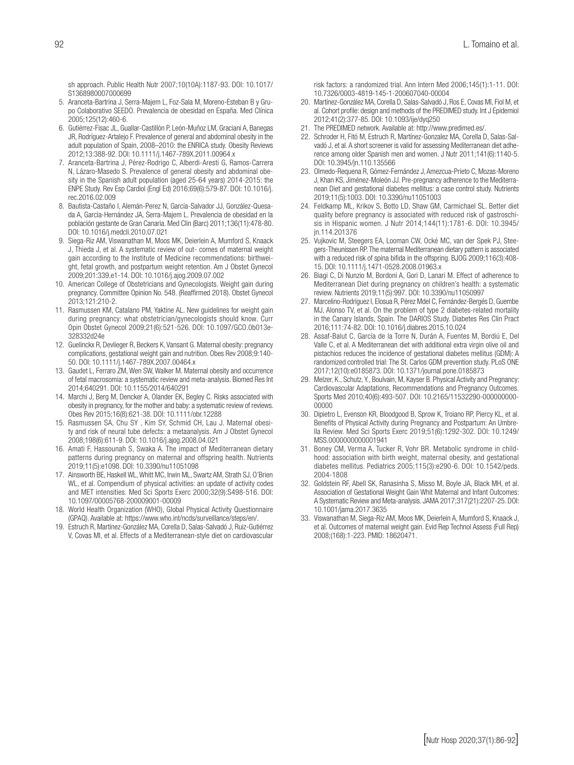sh approach. Public Health Nutr 2007;10(10A):1187-93. DOI: 10.1017/S1368980007000699

5. Aranceta-Bartrina J, Serra-Majem L, Foz-Sala M, Moreno-Esteban B y Grupo Colaborativo SEEDO. Prevalencia de obesidad en España. Med Clínica 2005;125(12):460-6.
6. Gutiérrez-Fisac JL, Guallar-Castillón P, León-Muñoz LM, Graciani A, Banegas JR, Rodríguez-Artalejo F. Prevalence of general and abdominal obesity in the adult population of Spain, 2008–2010: the ENRICA study. Obesity Reviews 2012;13:388-92. DOI: 10.1111/j.1467-789X.2011.00964.x
7. Aranceta-Bartrina J, Pérez-Rodrigo C, Alberdi-Aresti G, Ramos-Carrera N, Lázaro-Masedo S. Prevalence of general obesity and abdominal obesity in the Spanish adult population (aged 25-64 years) 2014-2015: the ENPE Study. Rev Esp Cardiol (Engl Ed) 2016;69(6):579-87. DOI: 10.1016/j.rec.2016.02.009
8. Bautista-Castaño I, Alemán-Perez N, García-Salvador JJ, González-Quesada A, García-Hernández JA, Serra-Majem L. Prevalencia de obesidad en la población gestante de Gran Canaria. Med Clin (Barc) 2011;136(11):478-80. DOI: 10.1016/j.medcli.2010.07.021
9. Siega-Riz AM, Viswanathan M, Moos MK, Deierlein A, Mumford S, Knaack J, Thieda J, et al. A systematic review of out- comes of maternal weight gain according to the Institute of Medicine recommendations: birthweight, fetal growth, and postpartum weight retention. Am J Obstet Gynecol 2009;201:339.e1-14. DOI: 10.1016/j.ajog.2009.07.002
10. American College of Obstetricians and Gynecologists. Weight gain during pregnancy. Committee Opinion No. 548. (Reaffirmed 2018). Obstet Gynecol 2013;121:210-2.
11. Rasmussen KM, Catalano PM, Yaktine AL. New guidelines for weight gain during pregnancy: what obstetrician/gynecologists should know. Curr Opin Obstet Gynecol 2009;21(6):521-526. DOI: 10.1097/GCO.0b013e328332d24e
12. Guelinckx R, Devlieger R, Beckers K, Vansant G. Maternal obesity: pregnancy complications, gestational weight gain and nutrition. Obes Rev 2008;9:140-50. DOI: 10.1111/j.1467-789X.2007.00464.x
13. Gaudet L, Ferraro ZM, Wen SW, Walker M. Maternal obesity and occurrence of fetal macrosomia: a systematic review and meta-analysis. Biomed Res Int 2014;640291. DOI: 10.1155/2014/640291
14. Marchi J, Berg M, Dencker A, Olander EK, Begley C. Risks associated with obesity in pregnancy, for the mother and baby: a systematic review of reviews. Obes Rev 2015;16(8):621-38. DOI: 10.1111/obr.12288
15. Rasmussen SA, Chu SY , Kim SY, Schmid CH, Lau J. Maternal obesity and risk of neural tube defects: a metaanalysis. Am J Obstet Gynecol 2008;198(6):611-9. DOI: 10.1016/j.ajog.2008.04.021
16. Amati F, Hassounah S, Swaka A. The impact of Mediterranean dietary patterns during pregnancy on maternal and offspring health. Nutrients 2019;11(5):e1098. DOI: 10.3390/nu11051098
17. Ainsworth BE, Haskell WL, Whitt MC, Irwin ML, Swartz AM, Strath SJ, O'Brien WL, et al. Compendium of physical activities: an update of activity codes and MET intensities. Med Sci Sports Exerc 2000;32(9):S498-516. DOI: 10.1097/00005768-200009001-00009
18. World Health Organization (WHO), Global Physical Activity Questionnaire (GPAQ). Available at: https://www.who.int/ncds/surveillance/steps/en/.
19. Estruch R, Martínez-González MA, Corella D, Salas-Salvadó J, Ruiz-Gutiérrez V, Covas MI, et al. Effects of a Mediterranean-style diet on cardiovascular risk factors: a randomized trial. Ann Intern Med 2006;145(1):1-11. DOI: 10.7326/0003-4819-145-1-200607040-00004
20. Martínez-González MA, Corella D, Salas-Salvadó J, Ros E, Covas MI, Fiol M, et al. Cohort profile: design and methods of the PREDIMED study. Int J Epidemiol 2012;41(2):377-85. DOI: 10.1093/ije/dyq250
21. The PREDIMED network. Available at: http://www.predimed.es/.
22. Schroder H, Fitó M, Estruch R, Martínez-Gonzalez MA, Corella D, Salas-Salvadó J, et al. A short screener is valid for assessing Mediterranean diet adherence among older Spanish men and women. J Nutr 2011;141(6):1140-5. DOI: 10.3945/jn.110.135566
23. Olmedo-Requena R, Gómez-Fernández J, Amezcua-Prieto C, Mozas-Moreno J, Khan KS, Jiménez-Moleón JJ. Pre-pregnancy adherence to the Mediterranean Diet and gestational diabetes mellitus: a case control study. Nutrients 2019;11(5):1003. DOI: 10.3390/nu11051003
24. Feldkamp ML, Krikov S, Botto LD, Shaw GM, Carmichael SL. Better diet quality before pregnancy is associated with reduced risk of gastroschisis in Hispanic women. J Nutr 2014;144(11):1781-6. DOI: 10.3945/jn.114.201376
25. Vujkovic M, Steegers EA, Looman CW, Ocké MC, van der Spek PJ, Steegers-Theunissen RP. The maternal Mediterranean dietary pattern is associated with a reduced risk of spina bifida in the offspring. BJOG 2009;116(3):408-15. DOI: 10.1111/j.1471-0528.2008.01963.x
26. Biagi C, Di Nunzio M, Bordoni A, Gori D, Lanari M. Effect of adherence to Mediterranean Diet during pregnancy on children's health: a systematic review. Nutrients 2019;11(5):997. DOI: 10.3390/nu11050997
27. Marcelino-Rodríguez I, Elosua R, Pérez Mdel C, Fernández-Bergés D, Guembe MJ, Alonso TV, et al. On the problem of type 2 diabetes-related mortality in the Canary Islands, Spain. The DARIOS Study. Diabetes Res Clin Pract 2016;111:74-82. DOI: 10.1016/j.diabres.2015.10.024
28. Assaf-Balut C, García de la Torre N, Durán A, Fuentes M, Bordiú E, Del Valle C, et al. A Mediterranean diet with additional extra virgin olive oil and pistachios reduces the incidence of gestational diabetes mellitus (GDM): A randomized controlled trial: The St. Carlos GDM prevention study. PLoS ONE 2017;12(10):e0185873. DOI: 10.1371/journal.pone.0185873
29. Melzer, K., Schutz, Y., Boulvain, M, Kayser B. Physical Activity and Pregnancy: Cardiovascular Adaptations, Recommendations and Pregnancy Outcomes. Sports Med 2010;40(6):493-507. DOI: 10.2165/11532290-000000000-00000
30. Dipietro L, Evenson KR, Bloodgood B, Sprow K, Troiano RP, Piercy KL, et al. Benefits of Physical Activity during Pregnancy and Postpartum: An Umbrella Review. Med Sci Sports Exerc 2019;51(6):1292-302. DOI: 10.1249/MSS.0000000000001941
31. Boney CM, Verma A, Tucker R, Vohr BR. Metabolic syndrome in childhood: association with birth weight, maternal obesity, and gestational diabetes mellitus. Pediatrics 2005;115(3):e290-6. DOI: 10.1542/peds.2004-1808
32. Goldstein RF, Abell SK, Ranasinha S, Misso M, Boyle JA, Black MH, et al. Association of Gestational Weight Gain Whit Maternal and Infant Outcomes: A Systematic Review and Meta-analysis. JAMA 2017;317(21):2207-25. DOI: 10.1001/jama.2017.3635
33. Viswanathan M, Siega-Riz AM, Moos MK, Deierlein A, Mumford S, Knaack J, et al. Outcomes of maternal weight gain. Evid Rep Technol Assess (Full Rep) 2008;(168):1-223. PMID: 18620471.